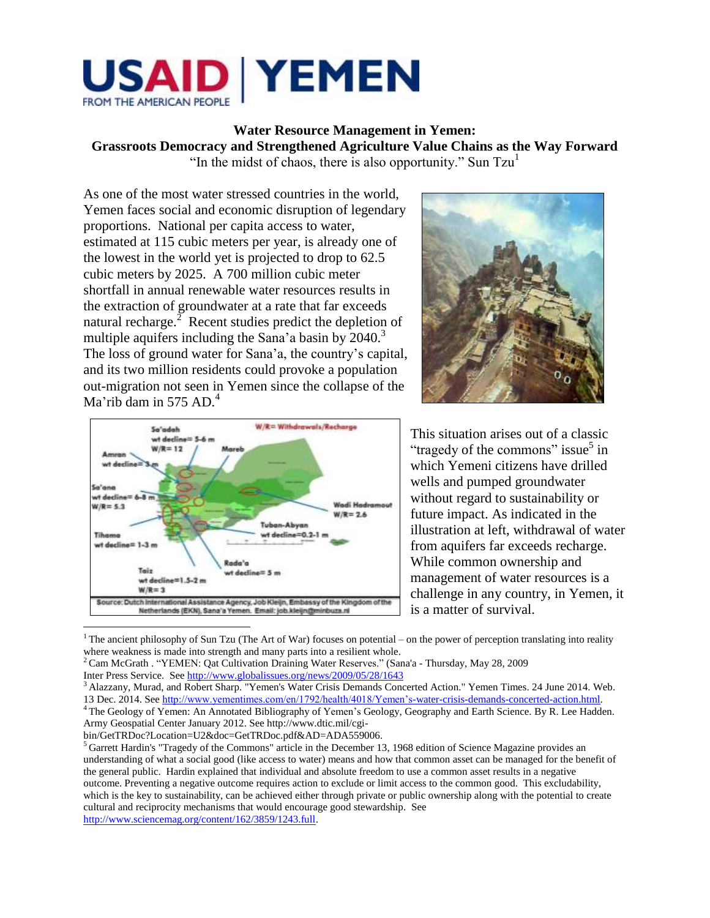USAID | YEMEN
FROM THE AMERICAN PEOPLE

**Water Resource Management in Yemen:**
**Grassroots Democracy and Strengthened Agriculture Value Chains as the Way Forward**

"In the midst of chaos, there is also opportunity." Sun Tzu[1]

As one of the most water stressed countries in the world, Yemen faces social and economic disruption of legendary proportions. National per capita access to water, estimated at 115 cubic meters per year, is already one of the lowest in the world yet is projected to drop to 62.5 cubic meters by 2025. A 700 million cubic meter shortfall in annual renewable water resources results in the extraction of groundwater at a rate that far exceeds natural recharge.[2] Recent studies predict the depletion of multiple aquifers including the Sana'a basin by 2040.[3] The loss of ground water for Sana'a, the country's capital, and its two million residents could provoke a population out-migration not seen in Yemen since the collapse of the Ma'rib dam in 575 AD.[4]

W/R= Withdrawals/Recharge
Sa'adah
wt decline= 5-6 m
W/R= 12
Amran
wt decline= 3 m
Mareb
Sa'ana
wt decline= 6-8 m
W/R= 5.3
Wadi Hadramout
W/R= 2.6
Tuban-Abyan
wt decline=0.2-1 m
Tihama
wt decline= 1-3 m
Rada'a
wt decline= 5 m
Taiz
wt decline=1.5-2 m
W/R= 3
Source: Dutch International Assistance Agency, Job Kleijn, Embassy of the Kingdom of the Netherlands (EKN), Sana'a Yemen. Email: job.kleijn@minbuza.nl

This situation arises out of a classic "tragedy of the commons" issue[5] in which Yemeni citizens have drilled wells and pumped groundwater without regard to sustainability or future impact. As indicated in the illustration at left, withdrawal of water from aquifers far exceeds recharge. While common ownership and management of water resources is a challenge in any country, in Yemen, it is a matter of survival.

---

[1] The ancient philosophy of Sun Tzu (The Art of War) focuses on potential – on the power of perception translating into reality where weakness is made into strength and many parts into a resilient whole.

[2] Cam McGrath . "YEMEN: Qat Cultivation Draining Water Reserves." (Sana'a - Thursday, May 28, 2009 Inter Press Service. See http://www.globalissues.org/news/2009/05/28/1643

[3] Alazzany, Murad, and Robert Sharp. "Yemen's Water Crisis Demands Concerted Action." Yemen Times. 24 June 2014. Web. 13 Dec. 2014. See http://www.yementimes.com/en/1792/health/4018/Yemen's-water-crisis-demands-concerted-action.html.

[4] The Geology of Yemen: An Annotated Bibliography of Yemen's Geology, Geography and Earth Science. By R. Lee Hadden. Army Geospatial Center January 2012. See http://www.dtic.mil/cgi-bin/GetTRDoc?Location=U2&doc=GetTRDoc.pdf&AD=ADA559006.

[5] Garrett Hardin's "Tragedy of the Commons" article in the December 13, 1968 edition of Science Magazine provides an understanding of what a social good (like access to water) means and how that common asset can be managed for the benefit of the general public. Hardin explained that individual and absolute freedom to use a common asset results in a negative outcome. Preventing a negative outcome requires action to exclude or limit access to the common good. This excludability, which is the key to sustainability, can be achieved either through private or public ownership along with the potential to create cultural and reciprocity mechanisms that would encourage good stewardship. See http://www.sciencemag.org/content/162/3859/1243.full.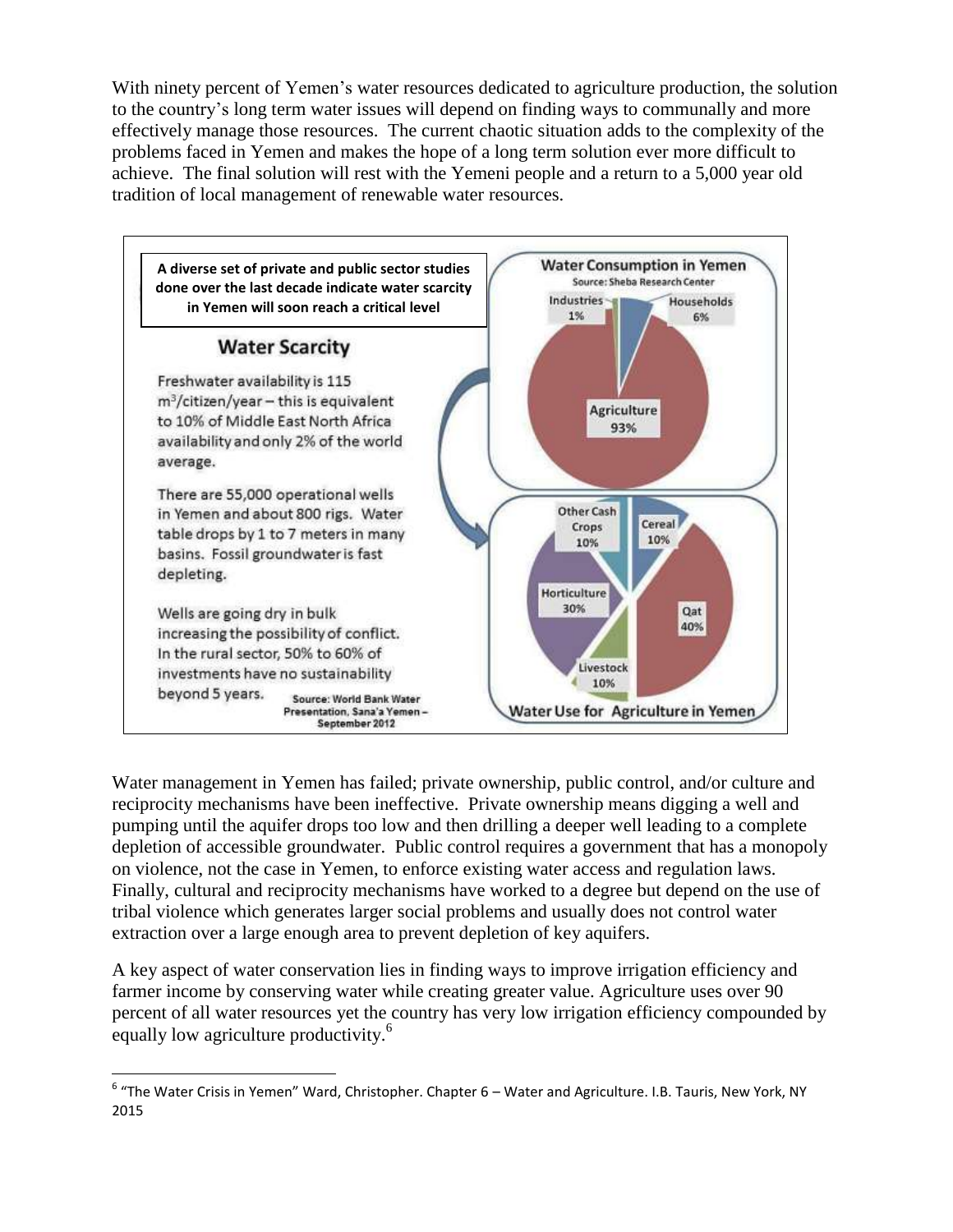With ninety percent of Yemen's water resources dedicated to agriculture production, the solution to the country's long term water issues will depend on finding ways to communally and more effectively manage those resources. The current chaotic situation adds to the complexity of the problems faced in Yemen and makes the hope of a long term solution ever more difficult to achieve. The final solution will rest with the Yemeni people and a return to a 5,000 year old tradition of local management of renewable water resources.

**A diverse set of private and public sector studies done over the last decade indicate water scarcity in Yemen will soon reach a critical level**

**Water Scarcity**

Freshwater availability is 115 $m^3$/citizen/year – this is equivalent to 10% of Middle East North Africa availability and only 2% of the world average.

There are 55,000 operational wells in Yemen and about 800 rigs. Water table drops by 1 to 7 meters in many basins. Fossil groundwater is fast depleting.

Wells are going dry in bulk increasing the possibility of conflict. In the rural sector, 50% to 60% of investments have no sustainability beyond 5 years.

Source: World Bank Water Presentation, Sana'a Yemen – September 2012

Water Consumption in Yemen
Source: Sheba Research Center
Industries 1%
Households 6%
Agriculture 93%

Other Cash Crops 10%
Cereal 10%
Horticulture 30%
Qat 40%
Livestock 10%
Water Use for Agriculture in Yemen

Water management in Yemen has failed; private ownership, public control, and/or culture and reciprocity mechanisms have been ineffective. Private ownership means digging a well and pumping until the aquifer drops too low and then drilling a deeper well leading to a complete depletion of accessible groundwater. Public control requires a government that has a monopoly on violence, not the case in Yemen, to enforce existing water access and regulation laws. Finally, cultural and reciprocity mechanisms have worked to a degree but depend on the use of tribal violence which generates larger social problems and usually does not control water extraction over a large enough area to prevent depletion of key aquifers.

A key aspect of water conservation lies in finding ways to improve irrigation efficiency and farmer income by conserving water while creating greater value. Agriculture uses over 90 percent of all water resources yet the country has very low irrigation efficiency compounded by equally low agriculture productivity.[6]

[6] "The Water Crisis in Yemen" Ward, Christopher. Chapter 6 – Water and Agriculture. I.B. Tauris, New York, NY 2015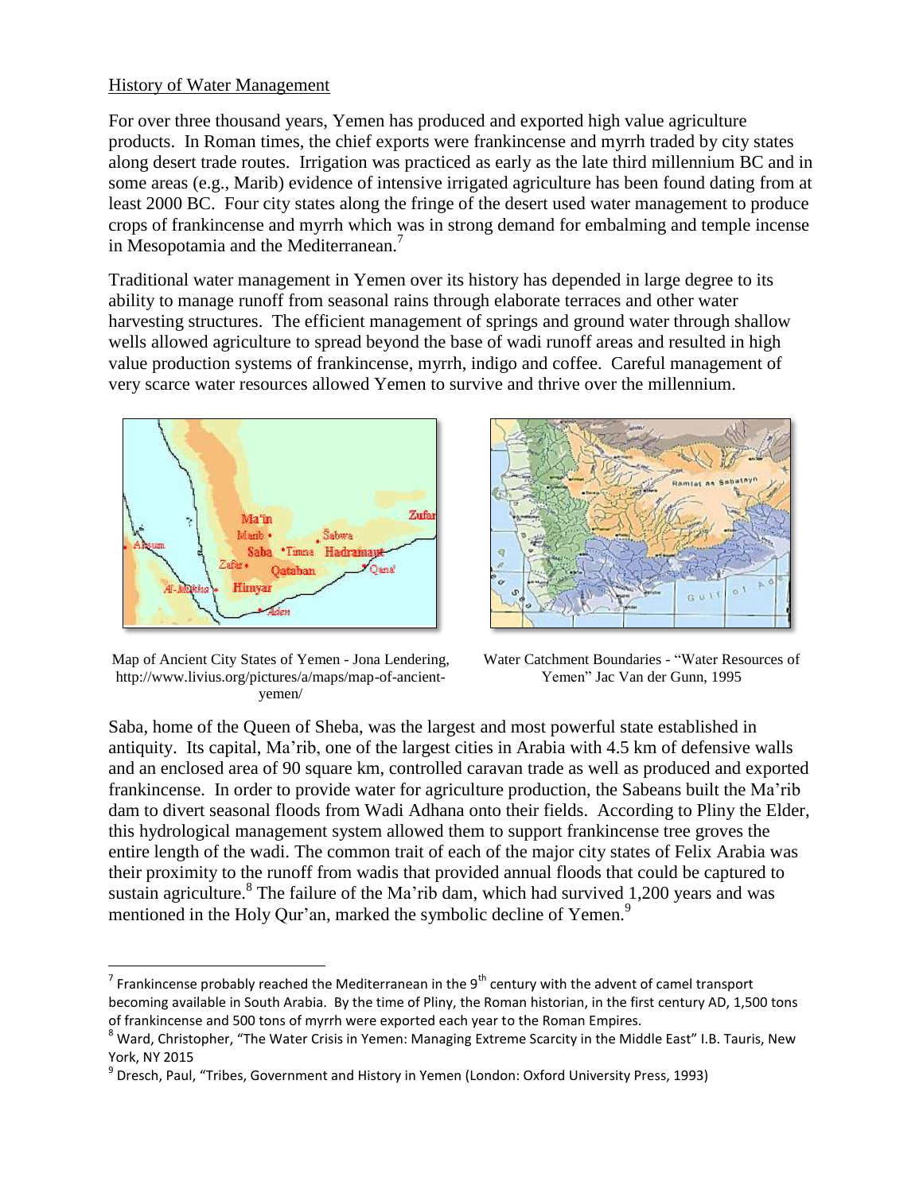## History of Water Management

For over three thousand years, Yemen has produced and exported high value agriculture products. In Roman times, the chief exports were frankincense and myrrh traded by city states along desert trade routes. Irrigation was practiced as early as the late third millennium BC and in some areas (e.g., Marib) evidence of intensive irrigated agriculture has been found dating from at least 2000 BC. Four city states along the fringe of the desert used water management to produce crops of frankincense and myrrh which was in strong demand for embalming and temple incense in Mesopotamia and the Mediterranean.[7]

Traditional water management in Yemen over its history has depended in large degree to its ability to manage runoff from seasonal rains through elaborate terraces and other water harvesting structures. The efficient management of springs and ground water through shallow wells allowed agriculture to spread beyond the base of wadi runoff areas and resulted in high value production systems of frankincense, myrrh, indigo and coffee. Careful management of very scarce water resources allowed Yemen to survive and thrive over the millennium.

Map of Ancient City States of Yemen - Jona Lendering, http://www.livius.org/pictures/a/maps/map-of-ancient-yemen/

Water Catchment Boundaries - "Water Resources of Yemen" Jac Van der Gunn, 1995

Saba, home of the Queen of Sheba, was the largest and most powerful state established in antiquity. Its capital, Ma'rib, one of the largest cities in Arabia with 4.5 km of defensive walls and an enclosed area of 90 square km, controlled caravan trade as well as produced and exported frankincense. In order to provide water for agriculture production, the Sabeans built the Ma'rib dam to divert seasonal floods from Wadi Adhana onto their fields. According to Pliny the Elder, this hydrological management system allowed them to support frankincense tree groves the entire length of the wadi. The common trait of each of the major city states of Felix Arabia was their proximity to the runoff from wadis that provided annual floods that could be captured to sustain agriculture.[8] The failure of the Ma'rib dam, which had survived 1,200 years and was mentioned in the Holy Qur'an, marked the symbolic decline of Yemen.[9]

---

[7] Frankincense probably reached the Mediterranean in the 9th century with the advent of camel transport becoming available in South Arabia. By the time of Pliny, the Roman historian, in the first century AD, 1,500 tons of frankincense and 500 tons of myrrh were exported each year to the Roman Empires.

[8] Ward, Christopher, "The Water Crisis in Yemen: Managing Extreme Scarcity in the Middle East" I.B. Tauris, New York, NY 2015

[9] Dresch, Paul, "Tribes, Government and History in Yemen (London: Oxford University Press, 1993)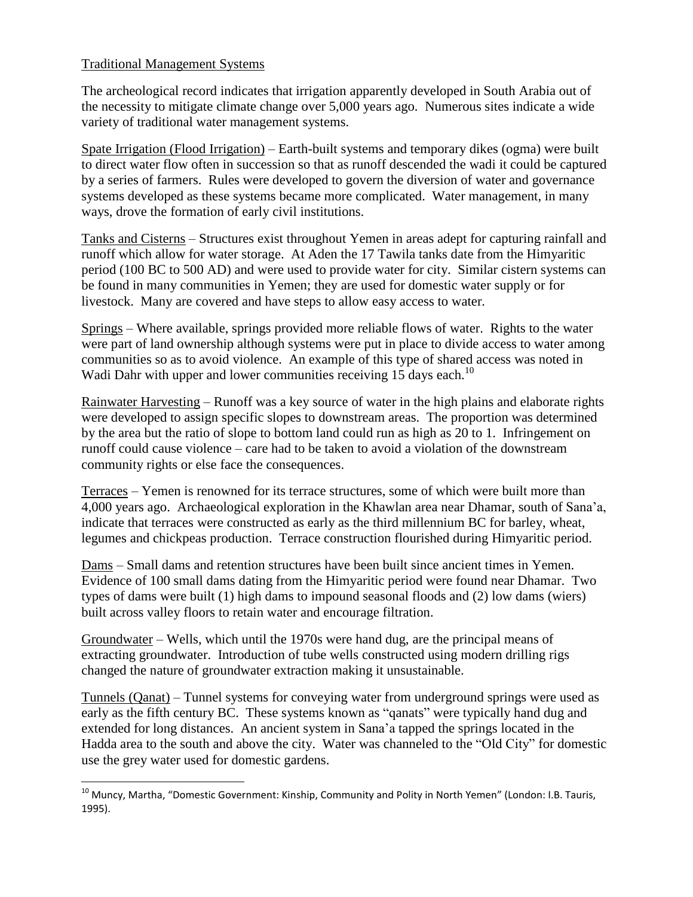Traditional Management Systems

The archeological record indicates that irrigation apparently developed in South Arabia out of the necessity to mitigate climate change over 5,000 years ago. Numerous sites indicate a wide variety of traditional water management systems.

Spate Irrigation (Flood Irrigation) – Earth-built systems and temporary dikes (ogma) were built to direct water flow often in succession so that as runoff descended the wadi it could be captured by a series of farmers. Rules were developed to govern the diversion of water and governance systems developed as these systems became more complicated. Water management, in many ways, drove the formation of early civil institutions.

Tanks and Cisterns – Structures exist throughout Yemen in areas adept for capturing rainfall and runoff which allow for water storage. At Aden the 17 Tawila tanks date from the Himyaritic period (100 BC to 500 AD) and were used to provide water for city. Similar cistern systems can be found in many communities in Yemen; they are used for domestic water supply or for livestock. Many are covered and have steps to allow easy access to water.

Springs – Where available, springs provided more reliable flows of water. Rights to the water were part of land ownership although systems were put in place to divide access to water among communities so as to avoid violence. An example of this type of shared access was noted in Wadi Dahr with upper and lower communities receiving 15 days each.[10]

Rainwater Harvesting – Runoff was a key source of water in the high plains and elaborate rights were developed to assign specific slopes to downstream areas. The proportion was determined by the area but the ratio of slope to bottom land could run as high as 20 to 1. Infringement on runoff could cause violence – care had to be taken to avoid a violation of the downstream community rights or else face the consequences.

Terraces – Yemen is renowned for its terrace structures, some of which were built more than 4,000 years ago. Archaeological exploration in the Khawlan area near Dhamar, south of Sana'a, indicate that terraces were constructed as early as the third millennium BC for barley, wheat, legumes and chickpeas production. Terrace construction flourished during Himyaritic period.

Dams – Small dams and retention structures have been built since ancient times in Yemen. Evidence of 100 small dams dating from the Himyaritic period were found near Dhamar. Two types of dams were built (1) high dams to impound seasonal floods and (2) low dams (wiers) built across valley floors to retain water and encourage filtration.

Groundwater – Wells, which until the 1970s were hand dug, are the principal means of extracting groundwater. Introduction of tube wells constructed using modern drilling rigs changed the nature of groundwater extraction making it unsustainable.

Tunnels (Qanat) – Tunnel systems for conveying water from underground springs were used as early as the fifth century BC. These systems known as "qanats" were typically hand dug and extended for long distances. An ancient system in Sana'a tapped the springs located in the Hadda area to the south and above the city. Water was channeled to the "Old City" for domestic use the grey water used for domestic gardens.

---

[10] Muncy, Martha, "Domestic Government: Kinship, Community and Polity in North Yemen" (London: I.B. Tauris, 1995).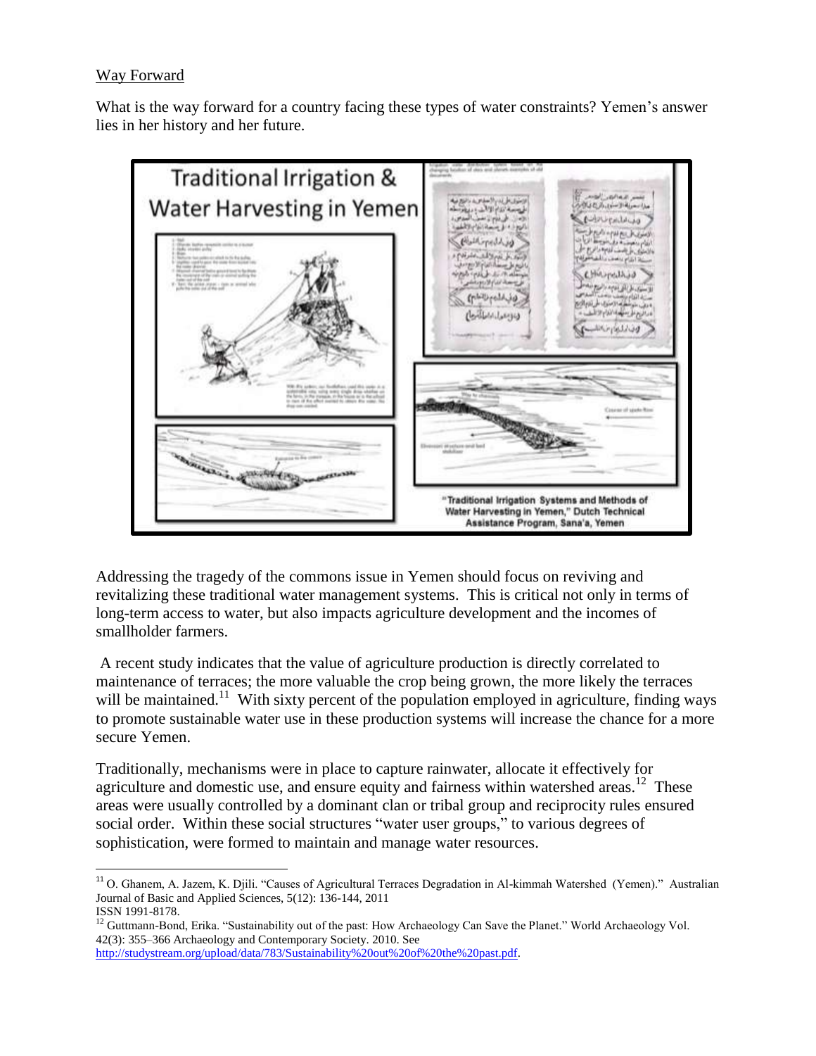## Way Forward

What is the way forward for a country facing these types of water constraints? Yemen's answer lies in her history and her future.

Traditional Irrigation & Water Harvesting in Yemen

"Traditional Irrigation Systems and Methods of Water Harvesting in Yemen," Dutch Technical Assistance Program, Sana'a, Yemen

Addressing the tragedy of the commons issue in Yemen should focus on reviving and revitalizing these traditional water management systems. This is critical not only in terms of long-term access to water, but also impacts agriculture development and the incomes of smallholder farmers.

A recent study indicates that the value of agriculture production is directly correlated to maintenance of terraces; the more valuable the crop being grown, the more likely the terraces will be maintained.[11] With sixty percent of the population employed in agriculture, finding ways to promote sustainable water use in these production systems will increase the chance for a more secure Yemen.

Traditionally, mechanisms were in place to capture rainwater, allocate it effectively for agriculture and domestic use, and ensure equity and fairness within watershed areas.[12] These areas were usually controlled by a dominant clan or tribal group and reciprocity rules ensured social order. Within these social structures "water user groups," to various degrees of sophistication, were formed to maintain and manage water resources.

---

[11] O. Ghanem, A. Jazem, K. Djili. "Causes of Agricultural Terraces Degradation in Al-kimmah Watershed (Yemen)." Australian Journal of Basic and Applied Sciences, 5(12): 136-144, 2011 ISSN 1991-8178.

[12] Guttmann-Bond, Erika. "Sustainability out of the past: How Archaeology Can Save the Planet." World Archaeology Vol. 42(3): 355–366 Archaeology and Contemporary Society. 2010. See http://studystream.org/upload/data/783/Sustainability%20out%20of%20the%20past.pdf.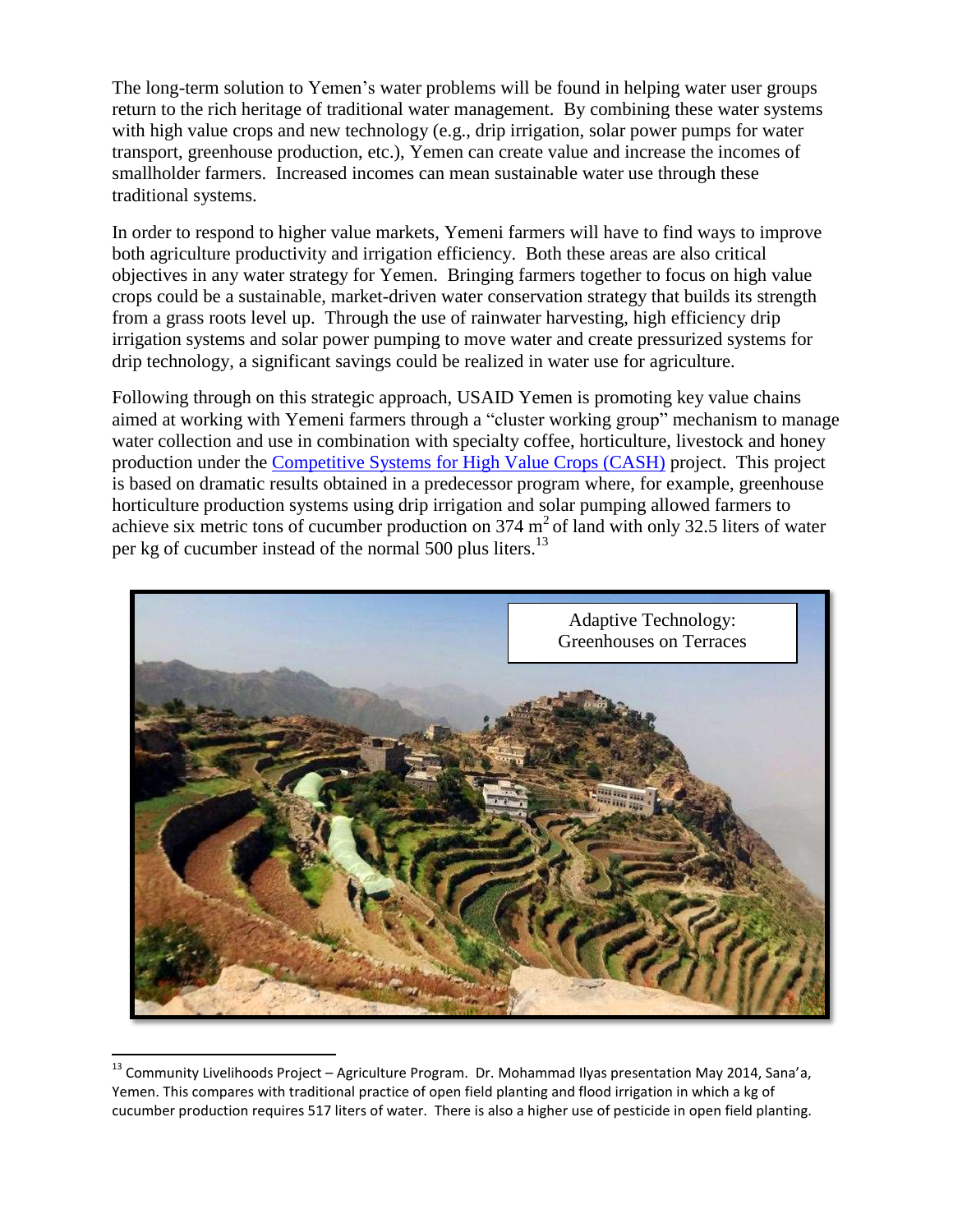The long-term solution to Yemen's water problems will be found in helping water user groups return to the rich heritage of traditional water management. By combining these water systems with high value crops and new technology (e.g., drip irrigation, solar power pumps for water transport, greenhouse production, etc.), Yemen can create value and increase the incomes of smallholder farmers. Increased incomes can mean sustainable water use through these traditional systems.

In order to respond to higher value markets, Yemeni farmers will have to find ways to improve both agriculture productivity and irrigation efficiency. Both these areas are also critical objectives in any water strategy for Yemen. Bringing farmers together to focus on high value crops could be a sustainable, market-driven water conservation strategy that builds its strength from a grass roots level up. Through the use of rainwater harvesting, high efficiency drip irrigation systems and solar power pumping to move water and create pressurized systems for drip technology, a significant savings could be realized in water use for agriculture.

Following through on this strategic approach, USAID Yemen is promoting key value chains aimed at working with Yemeni farmers through a "cluster working group" mechanism to manage water collection and use in combination with specialty coffee, horticulture, livestock and honey production under the [Competitive Systems for High Value Crops (CASH)]() project. This project is based on dramatic results obtained in a predecessor program where, for example, greenhouse horticulture production systems using drip irrigation and solar pumping allowed farmers to achieve six metric tons of cucumber production on 374 $m^2$ of land with only 32.5 liters of water per kg of cucumber instead of the normal 500 plus liters.[13]

Adaptive Technology: Greenhouses on Terraces

[13] Community Livelihoods Project – Agriculture Program. Dr. Mohammad Ilyas presentation May 2014, Sana'a, Yemen. This compares with traditional practice of open field planting and flood irrigation in which a kg of cucumber production requires 517 liters of water. There is also a higher use of pesticide in open field planting.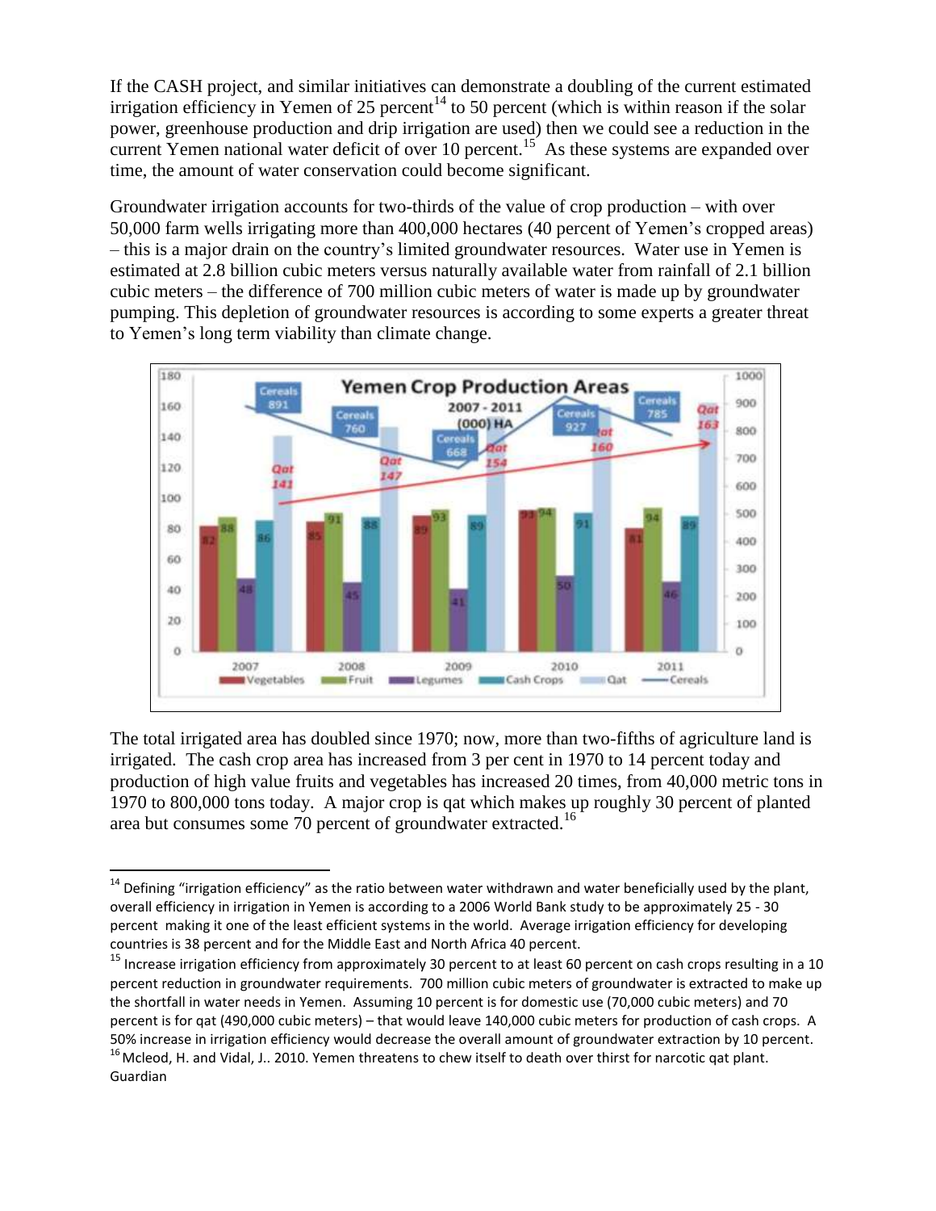If the CASH project, and similar initiatives can demonstrate a doubling of the current estimated irrigation efficiency in Yemen of 25 percent[14] to 50 percent (which is within reason if the solar power, greenhouse production and drip irrigation are used) then we could see a reduction in the current Yemen national water deficit of over 10 percent.[15] As these systems are expanded over time, the amount of water conservation could become significant.

Groundwater irrigation accounts for two-thirds of the value of crop production – with over 50,000 farm wells irrigating more than 400,000 hectares (40 percent of Yemen's cropped areas) – this is a major drain on the country's limited groundwater resources. Water use in Yemen is estimated at 2.8 billion cubic meters versus naturally available water from rainfall of 2.1 billion cubic meters – the difference of 700 million cubic meters of water is made up by groundwater pumping. This depletion of groundwater resources is according to some experts a greater threat to Yemen's long term viability than climate change.

Yemen Crop Production Areas
2007 - 2011
(000) HA

Cereals 891
Cereals 760
Cereals 668
Cereals 927
Cereals 785

Qat 141
Qat 147
Qat 154
Qat 160
Qat 163

2007: 82, 88, 48, 86
2008: 85, 91, 45, 88
2009: 89, 93, 41, 89
2010: 93, 94, 50, 91
2011: 81, 94, 46, 89

Vegetables, Fruit, Legumes, Cash Crops, Qat, Cereals

The total irrigated area has doubled since 1970; now, more than two-fifths of agriculture land is irrigated. The cash crop area has increased from 3 per cent in 1970 to 14 percent today and production of high value fruits and vegetables has increased 20 times, from 40,000 metric tons in 1970 to 800,000 tons today. A major crop is qat which makes up roughly 30 percent of planted area but consumes some 70 percent of groundwater extracted.[16]

---

[14] Defining "irrigation efficiency" as the ratio between water withdrawn and water beneficially used by the plant, overall efficiency in irrigation in Yemen is according to a 2006 World Bank study to be approximately 25 - 30 percent making it one of the least efficient systems in the world. Average irrigation efficiency for developing countries is 38 percent and for the Middle East and North Africa 40 percent.

[15] Increase irrigation efficiency from approximately 30 percent to at least 60 percent on cash crops resulting in a 10 percent reduction in groundwater requirements. 700 million cubic meters of groundwater is extracted to make up the shortfall in water needs in Yemen. Assuming 10 percent is for domestic use (70,000 cubic meters) and 70 percent is for qat (490,000 cubic meters) – that would leave 140,000 cubic meters for production of cash crops. A 50% increase in irrigation efficiency would decrease the overall amount of groundwater extraction by 10 percent.

[16] Mcleod, H. and Vidal, J.. 2010. Yemen threatens to chew itself to death over thirst for narcotic qat plant. Guardian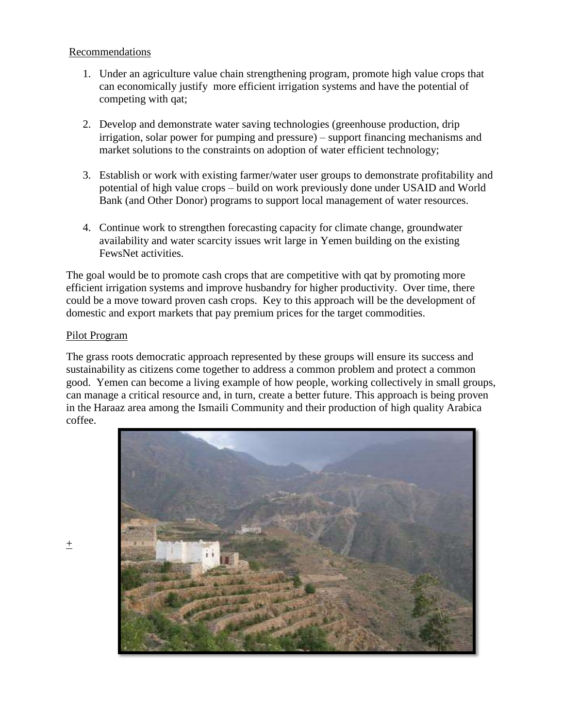Recommendations

1. Under an agriculture value chain strengthening program, promote high value crops that can economically justify more efficient irrigation systems and have the potential of competing with qat;

2. Develop and demonstrate water saving technologies (greenhouse production, drip irrigation, solar power for pumping and pressure) – support financing mechanisms and market solutions to the constraints on adoption of water efficient technology;

3. Establish or work with existing farmer/water user groups to demonstrate profitability and potential of high value crops – build on work previously done under USAID and World Bank (and Other Donor) programs to support local management of water resources.

4. Continue work to strengthen forecasting capacity for climate change, groundwater availability and water scarcity issues writ large in Yemen building on the existing FewsNet activities.

The goal would be to promote cash crops that are competitive with qat by promoting more efficient irrigation systems and improve husbandry for higher productivity. Over time, there could be a move toward proven cash crops. Key to this approach will be the development of domestic and export markets that pay premium prices for the target commodities.

Pilot Program

The grass roots democratic approach represented by these groups will ensure its success and sustainability as citizens come together to address a common problem and protect a common good. Yemen can become a living example of how people, working collectively in small groups, can manage a critical resource and, in turn, create a better future. This approach is being proven in the Haraaz area among the Ismaili Community and their production of high quality Arabica coffee.

+